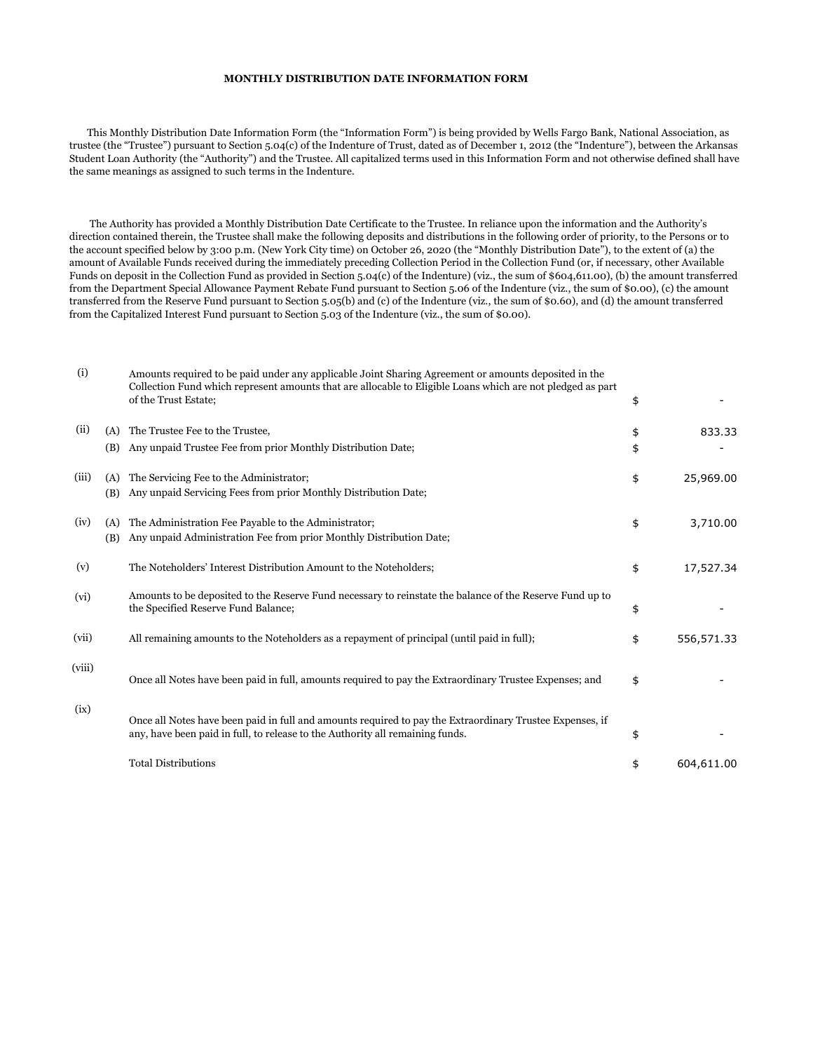**MONTHLY DISTRIBUTION DATE INFORMATION FORM**

This Monthly Distribution Date Information Form (the "Information Form") is being provided by Wells Fargo Bank, National Association, as trustee (the "Trustee") pursuant to Section 5.04(c) of the Indenture of Trust, dated as of December 1, 2012 (the "Indenture"), between the Arkansas Student Loan Authority (the "Authority") and the Trustee. All capitalized terms used in this Information Form and not otherwise defined shall have the same meanings as assigned to such terms in the Indenture.

The Authority has provided a Monthly Distribution Date Certificate to the Trustee. In reliance upon the information and the Authority's direction contained therein, the Trustee shall make the following deposits and distributions in the following order of priority, to the Persons or to the account specified below by 3:00 p.m. (New York City time) on October 26, 2020 (the "Monthly Distribution Date"), to the extent of (a) the amount of Available Funds received during the immediately preceding Collection Period in the Collection Fund (or, if necessary, other Available Funds on deposit in the Collection Fund as provided in Section 5.04(c) of the Indenture) (viz., the sum of $604,611.00), (b) the amount transferred from the Department Special Allowance Payment Rebate Fund pursuant to Section 5.06 of the Indenture (viz., the sum of $0.00), (c) the amount transferred from the Reserve Fund pursuant to Section 5.05(b) and (c) of the Indenture (viz., the sum of $0.60), and (d) the amount transferred from the Capitalized Interest Fund pursuant to Section 5.03 of the Indenture (viz., the sum of $0.00).

| | | | | |
|---|---|---|---|---|
| (i) | | Amounts required to be paid under any applicable Joint Sharing Agreement or amounts deposited in the Collection Fund which represent amounts that are allocable to Eligible Loans which are not pledged as part of the Trust Estate; | $ | - |
| (ii) | (A) | The Trustee Fee to the Trustee, | $ | 833.33 |
| | (B) | Any unpaid Trustee Fee from prior Monthly Distribution Date; | $ | - |
| (iii) | (A) | The Servicing Fee to the Administrator; | $ | 25,969.00 |
| | (B) | Any unpaid Servicing Fees from prior Monthly Distribution Date; | | |
| (iv) | (A) | The Administration Fee Payable to the Administrator; | $ | 3,710.00 |
| | (B) | Any unpaid Administration Fee from prior Monthly Distribution Date; | | |
| (v) | | The Noteholders' Interest Distribution Amount to the Noteholders; | $ | 17,527.34 |
| (vi) | | Amounts to be deposited to the Reserve Fund necessary to reinstate the balance of the Reserve Fund up to the Specified Reserve Fund Balance; | $ | - |
| (vii) | | All remaining amounts to the Noteholders as a repayment of principal (until paid in full); | $ | 556,571.33 |
| (viii) | | Once all Notes have been paid in full, amounts required to pay the Extraordinary Trustee Expenses; and | $ | - |
| (ix) | | Once all Notes have been paid in full and amounts required to pay the Extraordinary Trustee Expenses, if any, have been paid in full, to release to the Authority all remaining funds. | $ | - |
| | | Total Distributions | $ | 604,611.00 |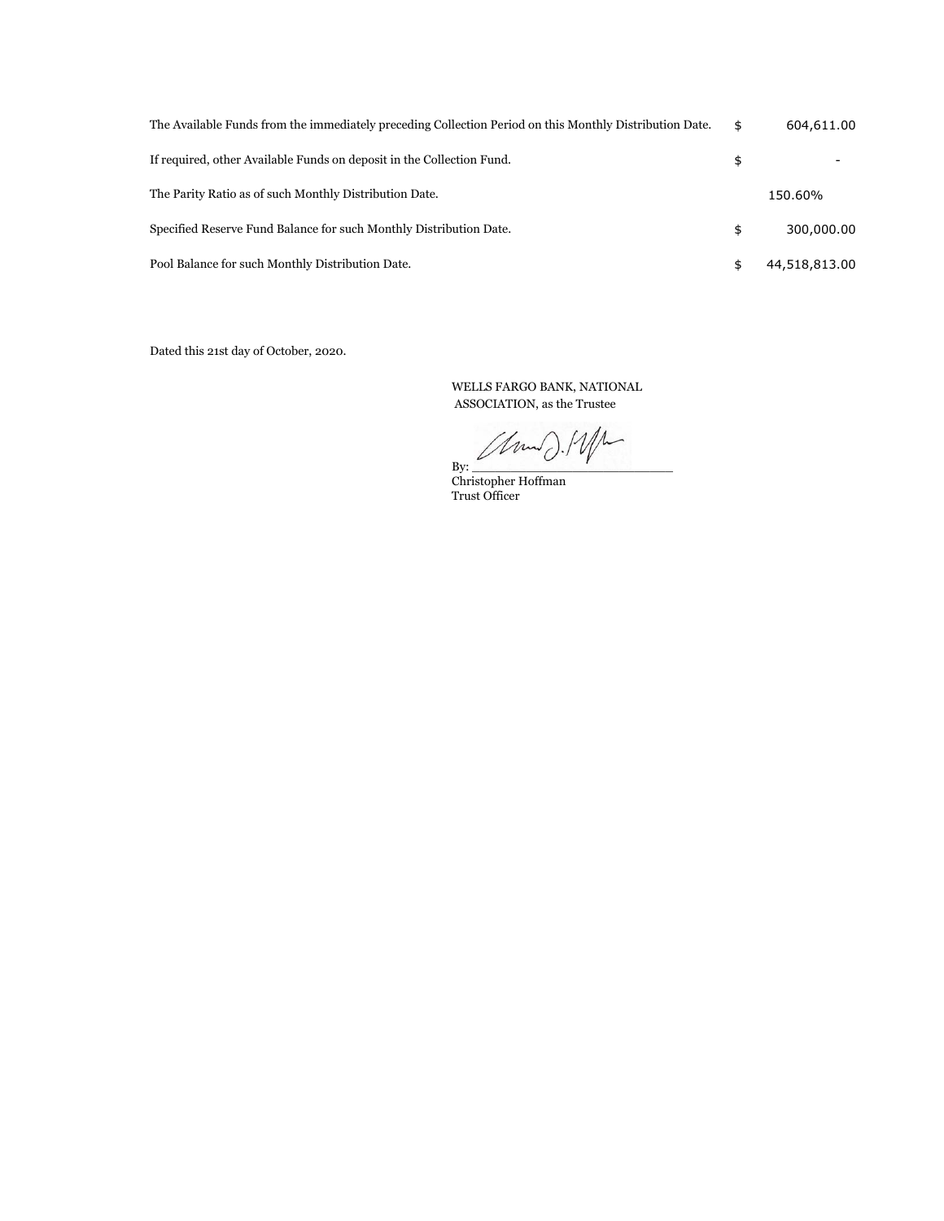| | | |
|---|---|---|
| The Available Funds from the immediately preceding Collection Period on this Monthly Distribution Date. | $ | 604,611.00 |
| If required, other Available Funds on deposit in the Collection Fund. | $ | - |
| The Parity Ratio as of such Monthly Distribution Date. | | 150.60% |
| Specified Reserve Fund Balance for such Monthly Distribution Date. | $ | 300,000.00 |
| Pool Balance for such Monthly Distribution Date. | $ | 44,518,813.00 |

Dated this 21st day of October, 2020.

WELLS FARGO BANK, NATIONAL ASSOCIATION, as the Trustee

By: ___________________________

Christopher Hoffman
Trust Officer